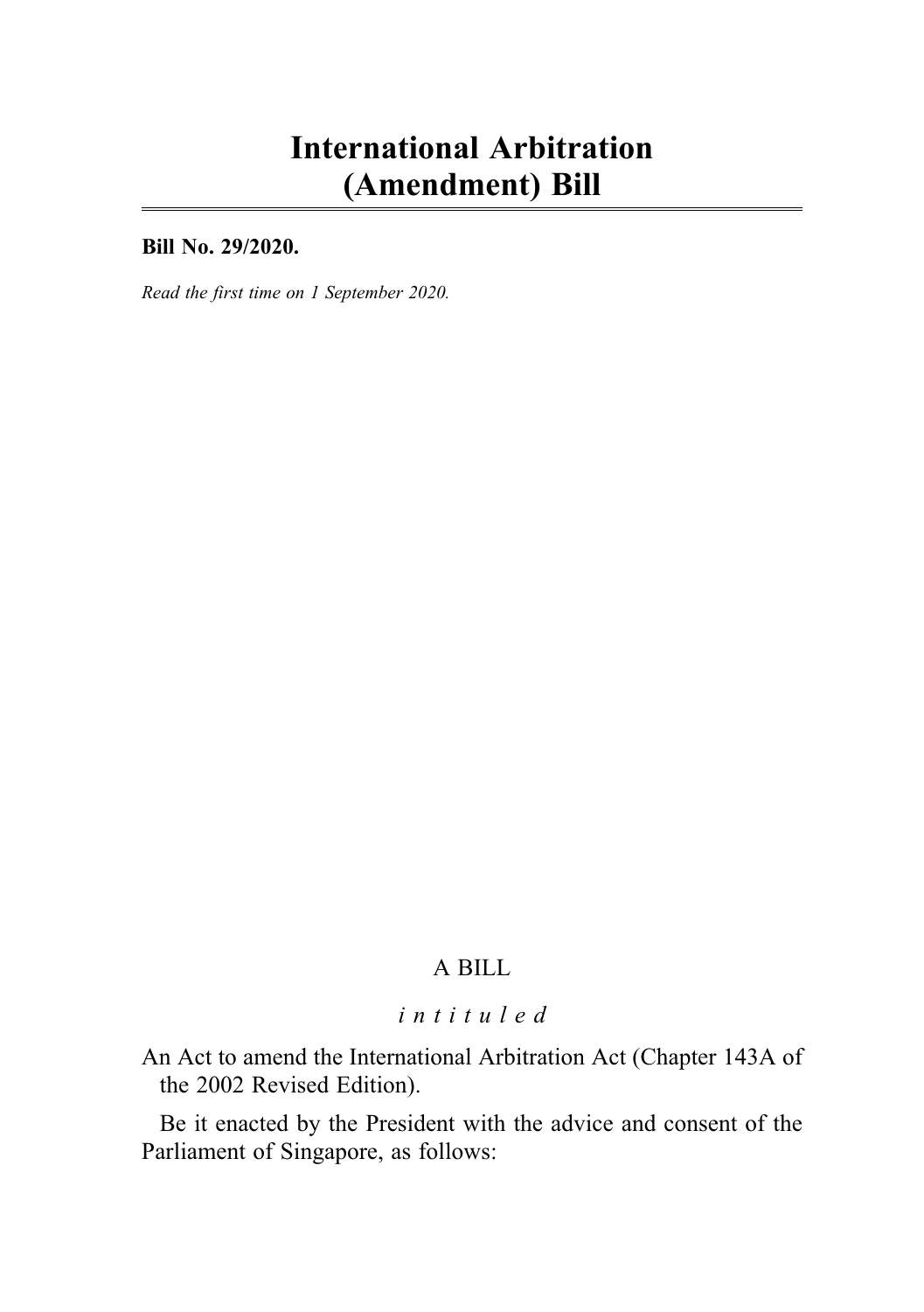# International Arbitration (Amendment) Bill

**Bill No. 29/2020.**

*Read the first time on 1 September 2020.*

A BILL

*intituled*

An Act to amend the International Arbitration Act (Chapter 143A of the 2002 Revised Edition).

Be it enacted by the President with the advice and consent of the Parliament of Singapore, as follows: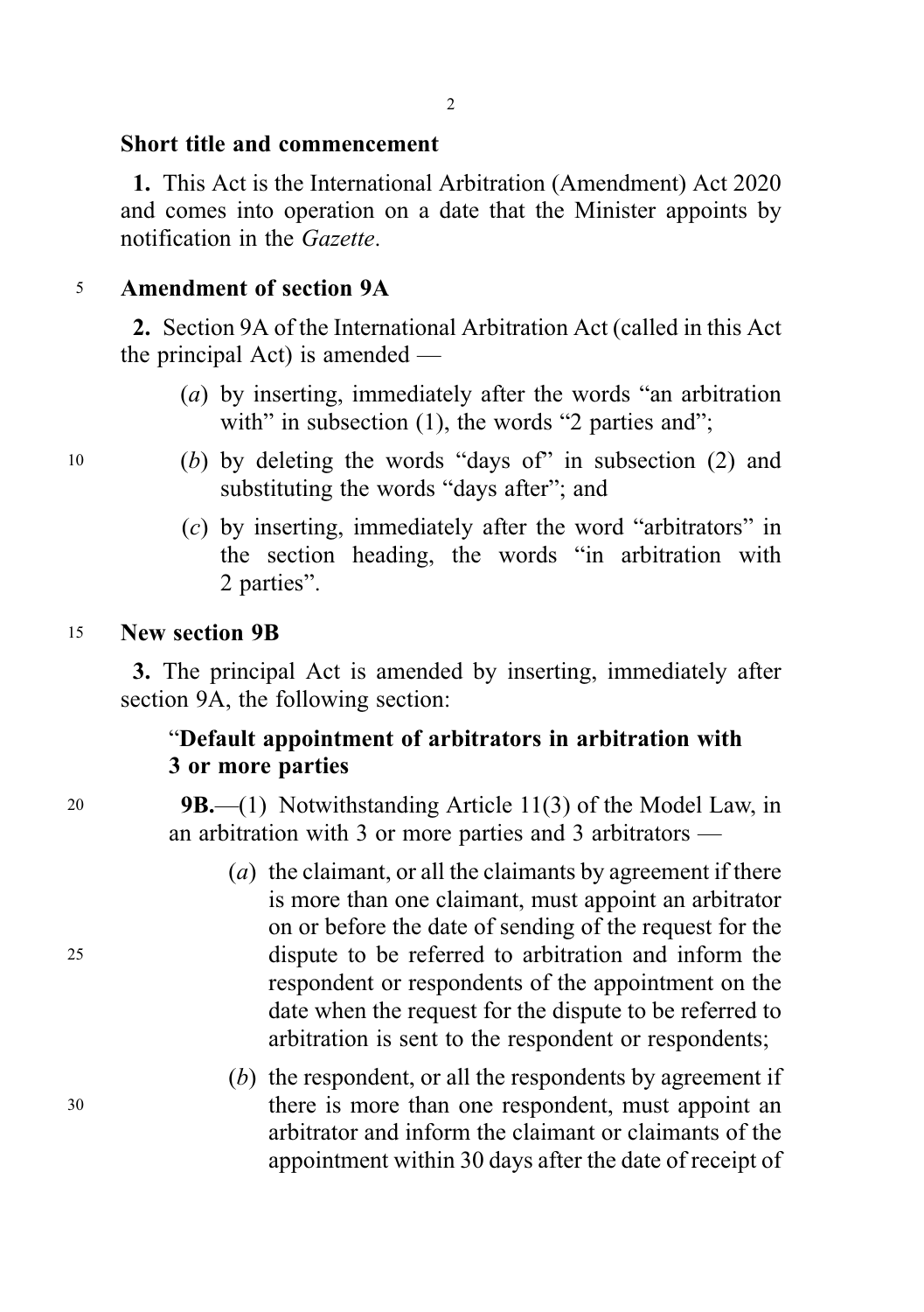## Short title and commencement

**1.** This Act is the International Arbitration (Amendment) Act 2020 and comes into operation on a date that the Minister appoints by notification in the *Gazette*.

## Amendment of section 9A

**2.** Section 9A of the International Arbitration Act (called in this Act the principal Act) is amended —

(*a*) by inserting, immediately after the words "an arbitration with" in subsection (1), the words "2 parties and";

(*b*) by deleting the words "days of" in subsection (2) and substituting the words "days after"; and

(*c*) by inserting, immediately after the word "arbitrators" in the section heading, the words "in arbitration with 2 parties".

## New section 9B

**3.** The principal Act is amended by inserting, immediately after section 9A, the following section:

"**Default appointment of arbitrators in arbitration with 3 or more parties**

**9B.**—(1) Notwithstanding Article 11(3) of the Model Law, in an arbitration with 3 or more parties and 3 arbitrators —

(*a*) the claimant, or all the claimants by agreement if there is more than one claimant, must appoint an arbitrator on or before the date of sending of the request for the dispute to be referred to arbitration and inform the respondent or respondents of the appointment on the date when the request for the dispute to be referred to arbitration is sent to the respondent or respondents;

(*b*) the respondent, or all the respondents by agreement if there is more than one respondent, must appoint an arbitrator and inform the claimant or claimants of the appointment within 30 days after the date of receipt of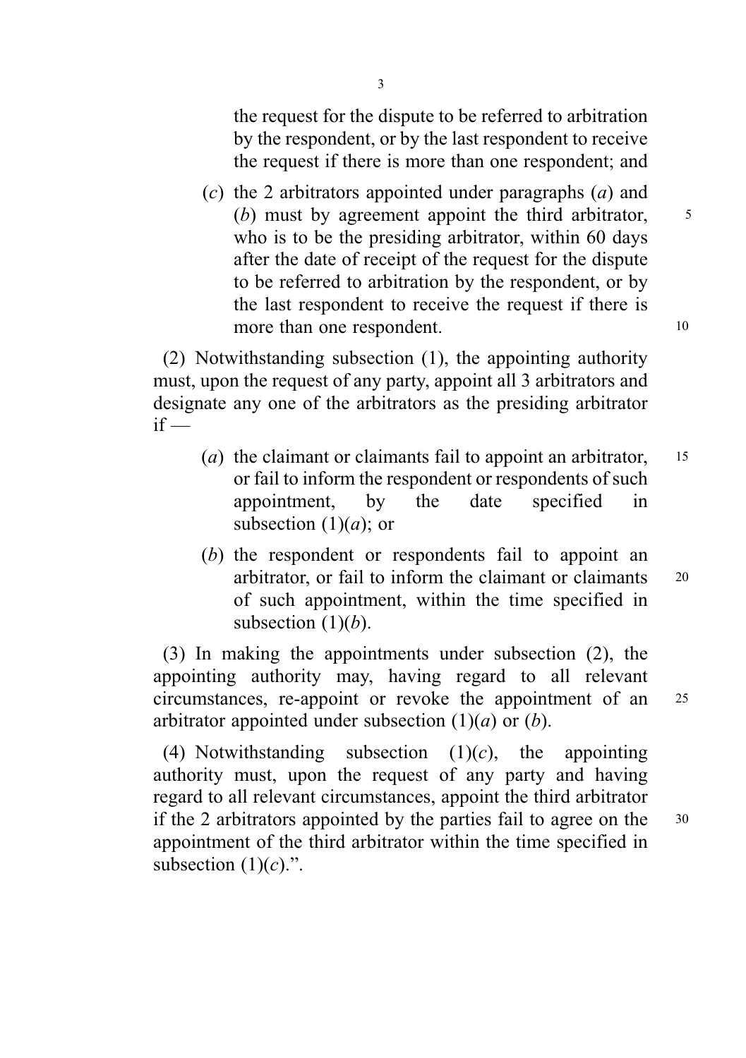the request for the dispute to be referred to arbitration by the respondent, or by the last respondent to receive the request if there is more than one respondent; and

(*c*) the 2 arbitrators appointed under paragraphs (*a*) and (*b*) must by agreement appoint the third arbitrator, who is to be the presiding arbitrator, within 60 days after the date of receipt of the request for the dispute to be referred to arbitration by the respondent, or by the last respondent to receive the request if there is more than one respondent.

(2) Notwithstanding subsection (1), the appointing authority must, upon the request of any party, appoint all 3 arbitrators and designate any one of the arbitrators as the presiding arbitrator if —

(*a*) the claimant or claimants fail to appoint an arbitrator, or fail to inform the respondent or respondents of such appointment, by the date specified in subsection (1)(*a*); or

(*b*) the respondent or respondents fail to appoint an arbitrator, or fail to inform the claimant or claimants of such appointment, within the time specified in subsection (1)(*b*).

(3) In making the appointments under subsection (2), the appointing authority may, having regard to all relevant circumstances, re-appoint or revoke the appointment of an arbitrator appointed under subsection (1)(*a*) or (*b*).

(4) Notwithstanding subsection (1)(*c*), the appointing authority must, upon the request of any party and having regard to all relevant circumstances, appoint the third arbitrator if the 2 arbitrators appointed by the parties fail to agree on the appointment of the third arbitrator within the time specified in subsection (1)(*c*).".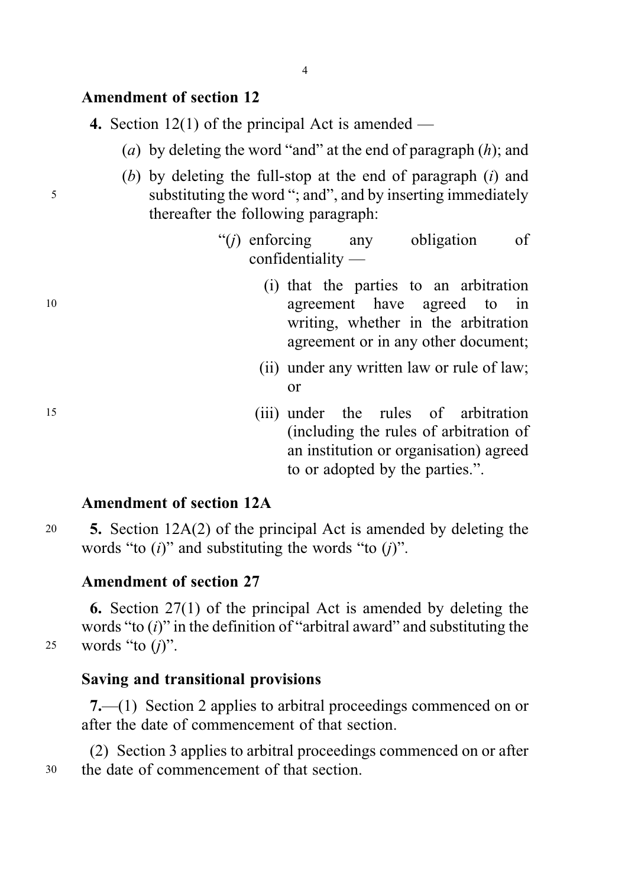### Amendment of section 12

**4.** Section 12(1) of the principal Act is amended —

(*a*) by deleting the word "and" at the end of paragraph (*h*); and

(*b*) by deleting the full-stop at the end of paragraph (*i*) and substituting the word "; and", and by inserting immediately thereafter the following paragraph:

"(*j*) enforcing any obligation of confidentiality —

(i) that the parties to an arbitration agreement have agreed to in writing, whether in the arbitration agreement or in any other document;

(ii) under any written law or rule of law; or

(iii) under the rules of arbitration (including the rules of arbitration of an institution or organisation) agreed to or adopted by the parties.".

### Amendment of section 12A

**5.** Section 12A(2) of the principal Act is amended by deleting the words "to (*i*)" and substituting the words "to (*j*)".

### Amendment of section 27

**6.** Section 27(1) of the principal Act is amended by deleting the words "to (*i*)" in the definition of "arbitral award" and substituting the words "to (*j*)".

### Saving and transitional provisions

**7.**—(1) Section 2 applies to arbitral proceedings commenced on or after the date of commencement of that section.

(2) Section 3 applies to arbitral proceedings commenced on or after the date of commencement of that section.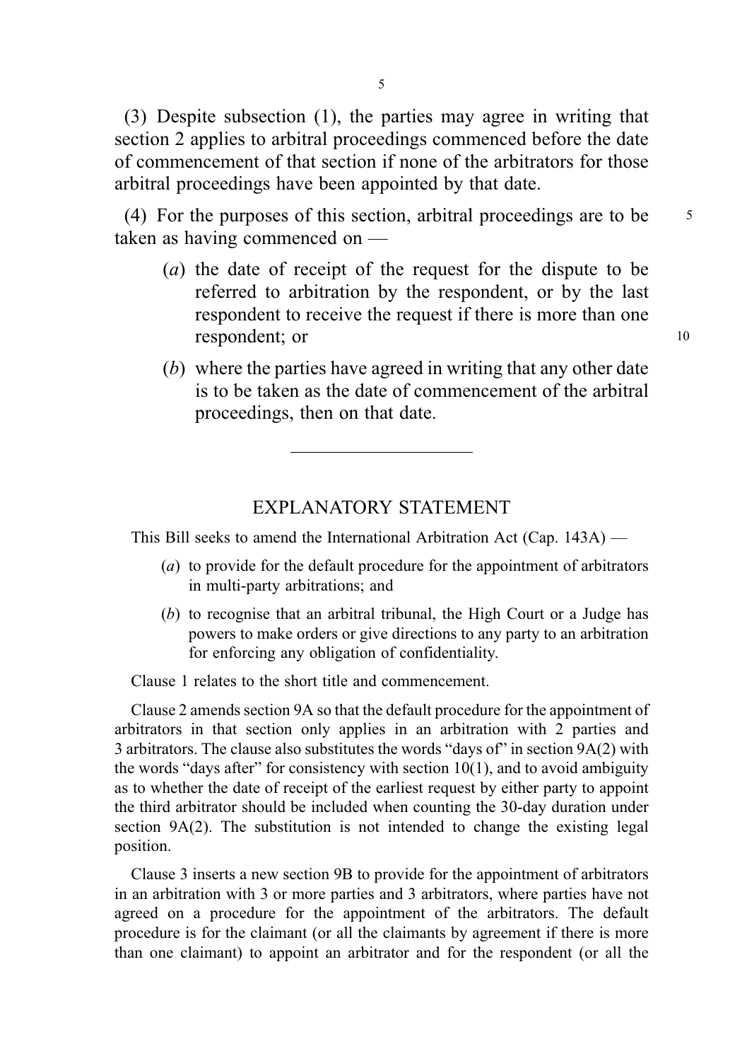(3) Despite subsection (1), the parties may agree in writing that section 2 applies to arbitral proceedings commenced before the date of commencement of that section if none of the arbitrators for those arbitral proceedings have been appointed by that date.

(4) For the purposes of this section, arbitral proceedings are to be taken as having commenced on —

(*a*) the date of receipt of the request for the dispute to be referred to arbitration by the respondent, or by the last respondent to receive the request if there is more than one respondent; or

(*b*) where the parties have agreed in writing that any other date is to be taken as the date of commencement of the arbitral proceedings, then on that date.

---

## EXPLANATORY STATEMENT

This Bill seeks to amend the International Arbitration Act (Cap. 143A) —

(*a*) to provide for the default procedure for the appointment of arbitrators in multi-party arbitrations; and

(*b*) to recognise that an arbitral tribunal, the High Court or a Judge has powers to make orders or give directions to any party to an arbitration for enforcing any obligation of confidentiality.

Clause 1 relates to the short title and commencement.

Clause 2 amends section 9A so that the default procedure for the appointment of arbitrators in that section only applies in an arbitration with 2 parties and 3 arbitrators. The clause also substitutes the words "days of" in section 9A(2) with the words "days after" for consistency with section 10(1), and to avoid ambiguity as to whether the date of receipt of the earliest request by either party to appoint the third arbitrator should be included when counting the 30-day duration under section 9A(2). The substitution is not intended to change the existing legal position.

Clause 3 inserts a new section 9B to provide for the appointment of arbitrators in an arbitration with 3 or more parties and 3 arbitrators, where parties have not agreed on a procedure for the appointment of the arbitrators. The default procedure is for the claimant (or all the claimants by agreement if there is more than one claimant) to appoint an arbitrator and for the respondent (or all the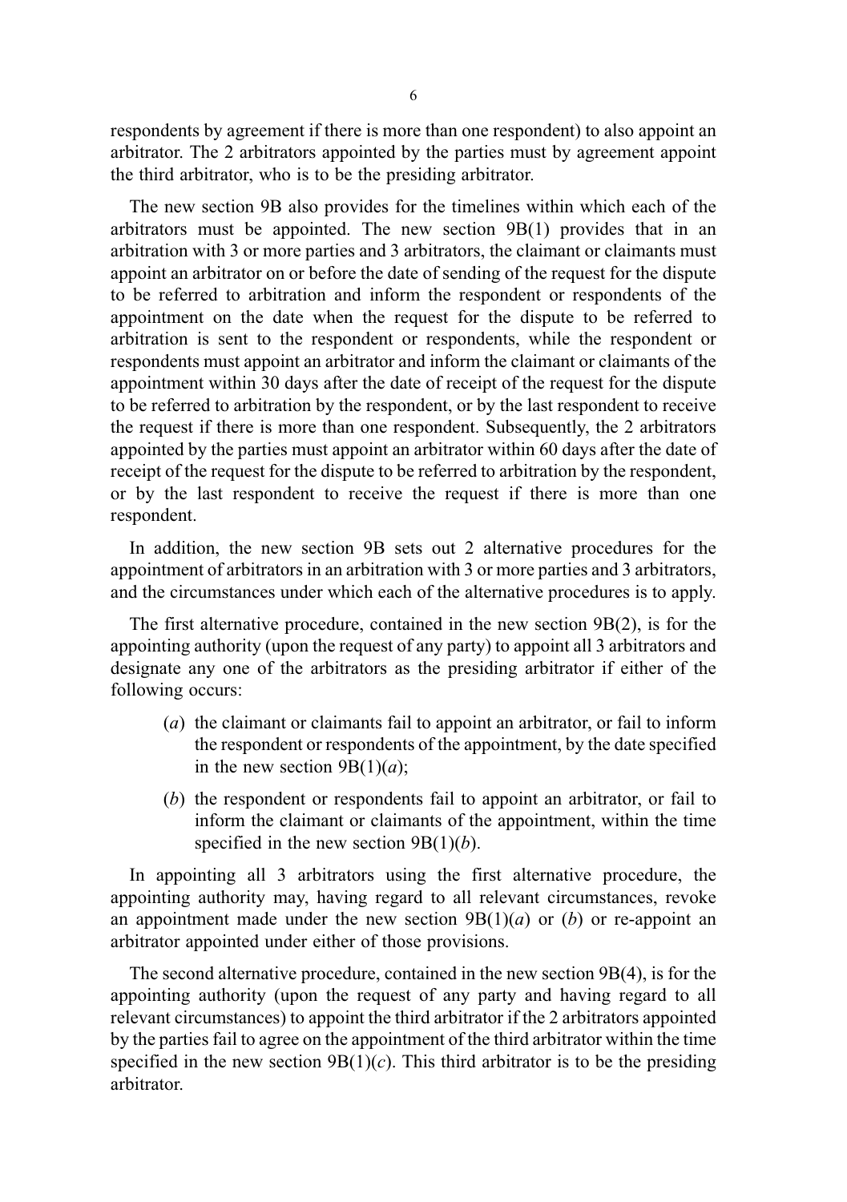respondents by agreement if there is more than one respondent) to also appoint an arbitrator. The 2 arbitrators appointed by the parties must by agreement appoint the third arbitrator, who is to be the presiding arbitrator.

The new section 9B also provides for the timelines within which each of the arbitrators must be appointed. The new section 9B(1) provides that in an arbitration with 3 or more parties and 3 arbitrators, the claimant or claimants must appoint an arbitrator on or before the date of sending of the request for the dispute to be referred to arbitration and inform the respondent or respondents of the appointment on the date when the request for the dispute to be referred to arbitration is sent to the respondent or respondents, while the respondent or respondents must appoint an arbitrator and inform the claimant or claimants of the appointment within 30 days after the date of receipt of the request for the dispute to be referred to arbitration by the respondent, or by the last respondent to receive the request if there is more than one respondent. Subsequently, the 2 arbitrators appointed by the parties must appoint an arbitrator within 60 days after the date of receipt of the request for the dispute to be referred to arbitration by the respondent, or by the last respondent to receive the request if there is more than one respondent.

In addition, the new section 9B sets out 2 alternative procedures for the appointment of arbitrators in an arbitration with 3 or more parties and 3 arbitrators, and the circumstances under which each of the alternative procedures is to apply.

The first alternative procedure, contained in the new section 9B(2), is for the appointing authority (upon the request of any party) to appoint all 3 arbitrators and designate any one of the arbitrators as the presiding arbitrator if either of the following occurs:

(*a*) the claimant or claimants fail to appoint an arbitrator, or fail to inform the respondent or respondents of the appointment, by the date specified in the new section 9B(1)(*a*);

(*b*) the respondent or respondents fail to appoint an arbitrator, or fail to inform the claimant or claimants of the appointment, within the time specified in the new section 9B(1)(*b*).

In appointing all 3 arbitrators using the first alternative procedure, the appointing authority may, having regard to all relevant circumstances, revoke an appointment made under the new section 9B(1)(*a*) or (*b*) or re-appoint an arbitrator appointed under either of those provisions.

The second alternative procedure, contained in the new section 9B(4), is for the appointing authority (upon the request of any party and having regard to all relevant circumstances) to appoint the third arbitrator if the 2 arbitrators appointed by the parties fail to agree on the appointment of the third arbitrator within the time specified in the new section 9B(1)(*c*). This third arbitrator is to be the presiding arbitrator.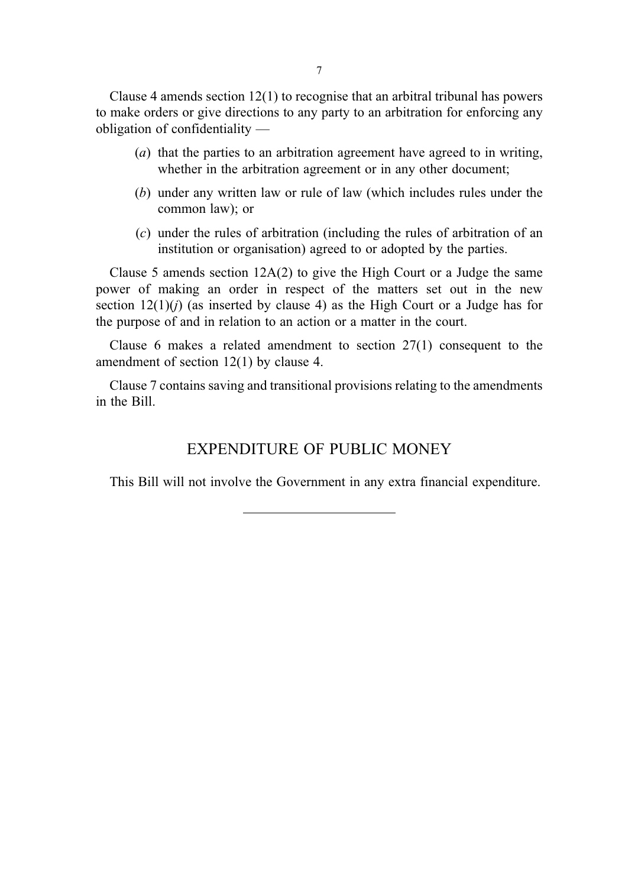Clause 4 amends section 12(1) to recognise that an arbitral tribunal has powers to make orders or give directions to any party to an arbitration for enforcing any obligation of confidentiality —

- (*a*) that the parties to an arbitration agreement have agreed to in writing, whether in the arbitration agreement or in any other document;
- (*b*) under any written law or rule of law (which includes rules under the common law); or
- (*c*) under the rules of arbitration (including the rules of arbitration of an institution or organisation) agreed to or adopted by the parties.

Clause 5 amends section 12A(2) to give the High Court or a Judge the same power of making an order in respect of the matters set out in the new section 12(1)(*j*) (as inserted by clause 4) as the High Court or a Judge has for the purpose of and in relation to an action or a matter in the court.

Clause 6 makes a related amendment to section 27(1) consequent to the amendment of section 12(1) by clause 4.

Clause 7 contains saving and transitional provisions relating to the amendments in the Bill.

## EXPENDITURE OF PUBLIC MONEY

This Bill will not involve the Government in any extra financial expenditure.